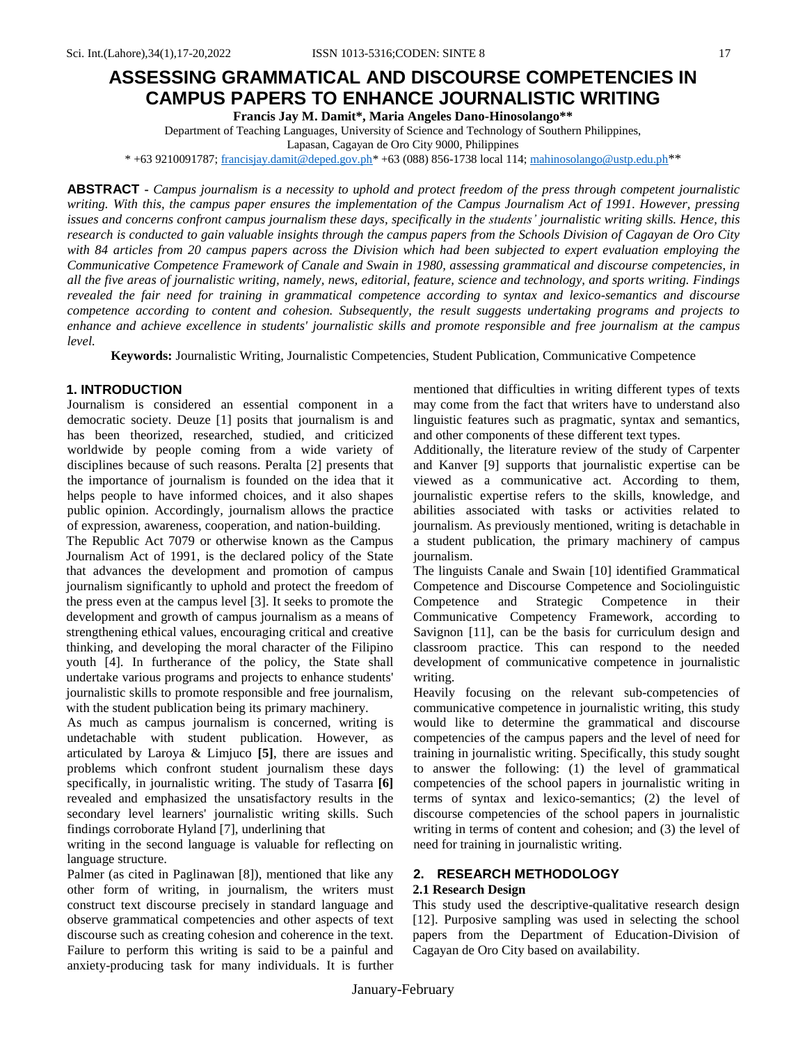# ASSESSING GRAMMATICAL AND DISCOURSE COMPETENCIES IN CAMPUS PAPERS TO ENHANCE JOURNALISTIC WRITING

**Francis Jay M. Damit\*, Maria Angeles Dano-Hinosolango\*\***

Department of Teaching Languages, University of Science and Technology of Southern Philippines,
Lapasan, Cagayan de Oro City 9000, Philippines

\* +63 9210091787; francisjay.damit@deped.gov.ph\* +63 (088) 856-1738 local 114; mahinosolango@ustp.edu.ph\*\*

**ABSTRACT** - *Campus journalism is a necessity to uphold and protect freedom of the press through competent journalistic writing. With this, the campus paper ensures the implementation of the Campus Journalism Act of 1991. However, pressing issues and concerns confront campus journalism these days, specifically in the students' journalistic writing skills. Hence, this research is conducted to gain valuable insights through the campus papers from the Schools Division of Cagayan de Oro City with 84 articles from 20 campus papers across the Division which had been subjected to expert evaluation employing the Communicative Competence Framework of Canale and Swain in 1980, assessing grammatical and discourse competencies, in all the five areas of journalistic writing, namely, news, editorial, feature, science and technology, and sports writing. Findings revealed the fair need for training in grammatical competence according to syntax and lexico-semantics and discourse competence according to content and cohesion. Subsequently, the result suggests undertaking programs and projects to enhance and achieve excellence in students' journalistic skills and promote responsible and free journalism at the campus level.*

**Keywords:** Journalistic Writing, Journalistic Competencies, Student Publication, Communicative Competence

## 1. INTRODUCTION

Journalism is considered an essential component in a democratic society. Deuze [1] posits that journalism is and has been theorized, researched, studied, and criticized worldwide by people coming from a wide variety of disciplines because of such reasons. Peralta [2] presents that the importance of journalism is founded on the idea that it helps people to have informed choices, and it also shapes public opinion. Accordingly, journalism allows the practice of expression, awareness, cooperation, and nation-building.

The Republic Act 7079 or otherwise known as the Campus Journalism Act of 1991, is the declared policy of the State that advances the development and promotion of campus journalism significantly to uphold and protect the freedom of the press even at the campus level [3]. It seeks to promote the development and growth of campus journalism as a means of strengthening ethical values, encouraging critical and creative thinking, and developing the moral character of the Filipino youth [4]. In furtherance of the policy, the State shall undertake various programs and projects to enhance students' journalistic skills to promote responsible and free journalism, with the student publication being its primary machinery.

As much as campus journalism is concerned, writing is undetachable with student publication. However, as articulated by Laroya & Limjuco **[5]**, there are issues and problems which confront student journalism these days specifically, in journalistic writing. The study of Tasarra **[6]** revealed and emphasized the unsatisfactory results in the secondary level learners' journalistic writing skills. Such findings corroborate Hyland [7], underlining that writing in the second language is valuable for reflecting on language structure.

Palmer (as cited in Paglinawan [8]), mentioned that like any other form of writing, in journalism, the writers must construct text discourse precisely in standard language and observe grammatical competencies and other aspects of text discourse such as creating cohesion and coherence in the text. Failure to perform this writing is said to be a painful and anxiety-producing task for many individuals. It is further mentioned that difficulties in writing different types of texts may come from the fact that writers have to understand also linguistic features such as pragmatic, syntax and semantics, and other components of these different text types.

Additionally, the literature review of the study of Carpenter and Kanver [9] supports that journalistic expertise can be viewed as a communicative act. According to them, journalistic expertise refers to the skills, knowledge, and abilities associated with tasks or activities related to journalism. As previously mentioned, writing is detachable in a student publication, the primary machinery of campus journalism.

The linguists Canale and Swain [10] identified Grammatical Competence and Discourse Competence and Sociolinguistic Competence and Strategic Competence in their Communicative Competency Framework, according to Savignon [11], can be the basis for curriculum design and classroom practice. This can respond to the needed development of communicative competence in journalistic writing.

Heavily focusing on the relevant sub-competencies of communicative competence in journalistic writing, this study would like to determine the grammatical and discourse competencies of the campus papers and the level of need for training in journalistic writing. Specifically, this study sought to answer the following: (1) the level of grammatical competencies of the school papers in journalistic writing in terms of syntax and lexico-semantics; (2) the level of discourse competencies of the school papers in journalistic writing in terms of content and cohesion; and (3) the level of need for training in journalistic writing.

## 2. RESEARCH METHODOLOGY

### 2.1 Research Design

This study used the descriptive-qualitative research design [12]. Purposive sampling was used in selecting the school papers from the Department of Education-Division of Cagayan de Oro City based on availability.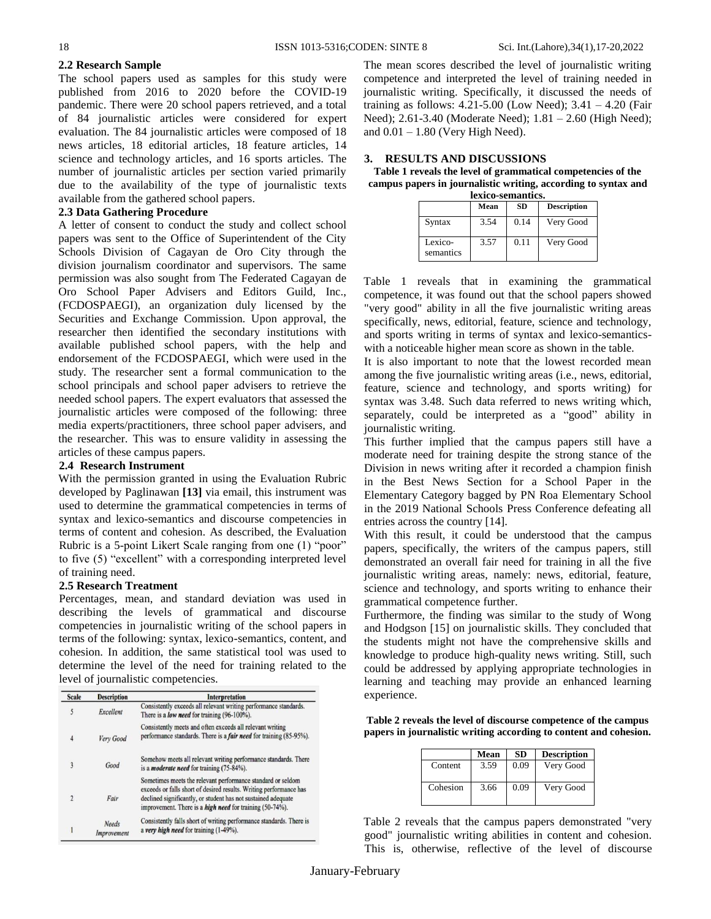### 2.2 Research Sample

The school papers used as samples for this study were published from 2016 to 2020 before the COVID-19 pandemic. There were 20 school papers retrieved, and a total of 84 journalistic articles were considered for expert evaluation. The 84 journalistic articles were composed of 18 news articles, 18 editorial articles, 18 feature articles, 14 science and technology articles, and 16 sports articles. The number of journalistic articles per section varied primarily due to the availability of the type of journalistic texts available from the gathered school papers.

### 2.3 Data Gathering Procedure

A letter of consent to conduct the study and collect school papers was sent to the Office of Superintendent of the City Schools Division of Cagayan de Oro City through the division journalism coordinator and supervisors. The same permission was also sought from The Federated Cagayan de Oro School Paper Advisers and Editors Guild, Inc., (FCDOSPAEGI), an organization duly licensed by the Securities and Exchange Commission. Upon approval, the researcher then identified the secondary institutions with available published school papers, with the help and endorsement of the FCDOSPAEGI, which were used in the study. The researcher sent a formal communication to the school principals and school paper advisers to retrieve the needed school papers. The expert evaluators that assessed the journalistic articles were composed of the following: three media experts/practitioners, three school paper advisers, and the researcher. This was to ensure validity in assessing the articles of these campus papers.

### 2.4 Research Instrument

With the permission granted in using the Evaluation Rubric developed by Paglinawan **[13]** via email, this instrument was used to determine the grammatical competencies in terms of syntax and lexico-semantics and discourse competencies in terms of content and cohesion. As described, the Evaluation Rubric is a 5-point Likert Scale ranging from one (1) "poor" to five (5) "excellent" with a corresponding interpreted level of training need.

### 2.5 Research Treatment

Percentages, mean, and standard deviation was used in describing the levels of grammatical and discourse competencies in journalistic writing of the school papers in terms of the following: syntax, lexico-semantics, content, and cohesion. In addition, the same statistical tool was used to determine the level of the need for training related to the level of journalistic competencies.

| Scale | Description | Interpretation |
|---|---|---|
| 5 | *Excellent* | Consistently exceeds all relevant writing performance standards. There is a ***low need*** for training (96-100%). |
| 4 | *Very Good* | Consistently meets and often exceeds all relevant writing performance standards. There is a ***fair need*** for training (85-95%). |
| 3 | *Good* | Somehow meets all relevant writing performance standards. There is a ***moderate need*** for training (75-84%). |
| 2 | *Fair* | Sometimes meets the relevant performance standard or seldom exceeds or falls short of desired results. Writing performance has declined significantly, or student has not sustained adequate improvement. There is a ***high need*** for training (50-74%). |
| 1 | *Needs Improvement* | Consistently falls short of writing performance standards. There is a ***very high need*** for training (1-49%). |

The mean scores described the level of journalistic writing competence and interpreted the level of training needed in journalistic writing. Specifically, it discussed the needs of training as follows: 4.21-5.00 (Low Need); 3.41 – 4.20 (Fair Need); 2.61-3.40 (Moderate Need); 1.81 – 2.60 (High Need); and 0.01 – 1.80 (Very High Need).

## 3. RESULTS AND DISCUSSIONS

**Table 1 reveals the level of grammatical competencies of the campus papers in journalistic writing, according to syntax and lexico-semantics.**

| | Mean | SD | Description |
|---|---|---|---|
| Syntax | 3.54 | 0.14 | Very Good |
| Lexico-semantics | 3.57 | 0.11 | Very Good |

Table 1 reveals that in examining the grammatical competence, it was found out that the school papers showed "very good" ability in all the five journalistic writing areas specifically, news, editorial, feature, science and technology, and sports writing in terms of syntax and lexico-semantics-with a noticeable higher mean score as shown in the table.

It is also important to note that the lowest recorded mean among the five journalistic writing areas (i.e., news, editorial, feature, science and technology, and sports writing) for syntax was 3.48. Such data referred to news writing which, separately, could be interpreted as a "good" ability in journalistic writing.

This further implied that the campus papers still have a moderate need for training despite the strong stance of the Division in news writing after it recorded a champion finish in the Best News Section for a School Paper in the Elementary Category bagged by PN Roa Elementary School in the 2019 National Schools Press Conference defeating all entries across the country [14].

With this result, it could be understood that the campus papers, specifically, the writers of the campus papers, still demonstrated an overall fair need for training in all the five journalistic writing areas, namely: news, editorial, feature, science and technology, and sports writing to enhance their grammatical competence further.

Furthermore, the finding was similar to the study of Wong and Hodgson [15] on journalistic skills. They concluded that the students might not have the comprehensive skills and knowledge to produce high-quality news writing. Still, such could be addressed by applying appropriate technologies in learning and teaching may provide an enhanced learning experience.

**Table 2 reveals the level of discourse competence of the campus papers in journalistic writing according to content and cohesion.**

| | Mean | SD | Description |
|---|---|---|---|
| Content | 3.59 | 0.09 | Very Good |
| Cohesion | 3.66 | 0.09 | Very Good |

Table 2 reveals that the campus papers demonstrated "very good" journalistic writing abilities in content and cohesion. This is, otherwise, reflective of the level of discourse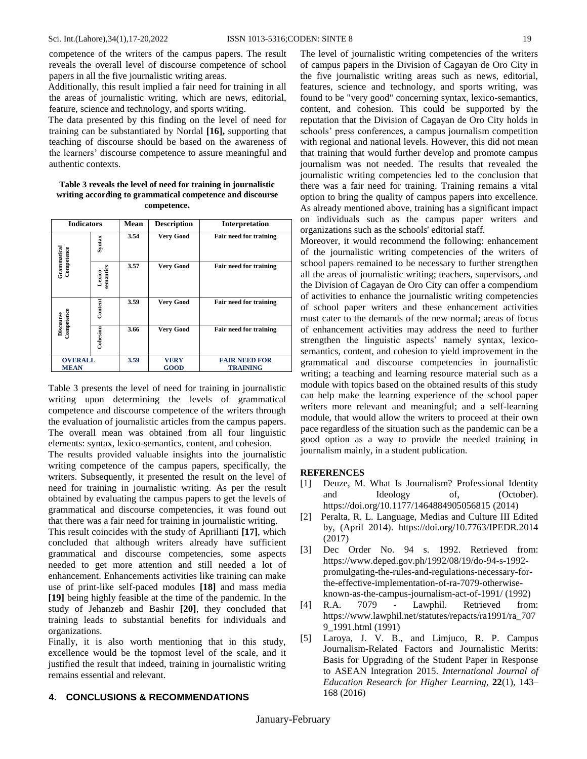competence of the writers of the campus papers. The result reveals the overall level of discourse competence of school papers in all the five journalistic writing areas.

Additionally, this result implied a fair need for training in all the areas of journalistic writing, which are news, editorial, feature, science and technology, and sports writing.

The data presented by this finding on the level of need for training can be substantiated by Nordal **[16],** supporting that teaching of discourse should be based on the awareness of the learners' discourse competence to assure meaningful and authentic contexts.

**Table 3 reveals the level of need for training in journalistic writing according to grammatical competence and discourse competence.**

| Indicators | | Mean | Description | Interpretation |
|---|---|---|---|---|
| Grammatical Competence | Syntax | 3.54 | Very Good | Fair need for training |
| | Lexico-semantics | 3.57 | Very Good | Fair need for training |
| Discourse Competence | Content | 3.59 | Very Good | Fair need for training |
| | Cohesion | 3.66 | Very Good | Fair need for training |
| **OVERALL MEAN** | | **3.59** | **VERY GOOD** | **FAIR NEED FOR TRAINING** |

Table 3 presents the level of need for training in journalistic writing upon determining the levels of grammatical competence and discourse competence of the writers through the evaluation of journalistic articles from the campus papers. The overall mean was obtained from all four linguistic elements: syntax, lexico-semantics, content, and cohesion.

The results provided valuable insights into the journalistic writing competence of the campus papers, specifically, the writers. Subsequently, it presented the result on the level of need for training in journalistic writing. As per the result obtained by evaluating the campus papers to get the levels of grammatical and discourse competencies, it was found out that there was a fair need for training in journalistic writing.

This result coincides with the study of Aprillianti **[17]**, which concluded that although writers already have sufficient grammatical and discourse competencies, some aspects needed to get more attention and still needed a lot of enhancement. Enhancements activities like training can make use of print-like self-paced modules **[18]** and mass media **[19]** being highly feasible at the time of the pandemic. In the study of Jehanzeb and Bashir **[20]**, they concluded that training leads to substantial benefits for individuals and organizations.

Finally, it is also worth mentioning that in this study, excellence would be the topmost level of the scale, and it justified the result that indeed, training in journalistic writing remains essential and relevant.

## 4. CONCLUSIONS & RECOMMENDATIONS

The level of journalistic writing competencies of the writers of campus papers in the Division of Cagayan de Oro City in the five journalistic writing areas such as news, editorial, features, science and technology, and sports writing, was found to be "very good" concerning syntax, lexico-semantics, content, and cohesion. This could be supported by the reputation that the Division of Cagayan de Oro City holds in schools' press conferences, a campus journalism competition with regional and national levels. However, this did not mean that training that would further develop and promote campus journalism was not needed. The results that revealed the journalistic writing competencies led to the conclusion that there was a fair need for training. Training remains a vital option to bring the quality of campus papers into excellence. As already mentioned above, training has a significant impact on individuals such as the campus paper writers and organizations such as the schools' editorial staff.

Moreover, it would recommend the following: enhancement of the journalistic writing competencies of the writers of school papers remained to be necessary to further strengthen all the areas of journalistic writing; teachers, supervisors, and the Division of Cagayan de Oro City can offer a compendium of activities to enhance the journalistic writing competencies of school paper writers and these enhancement activities must cater to the demands of the new normal; areas of focus of enhancement activities may address the need to further strengthen the linguistic aspects' namely syntax, lexico-semantics, content, and cohesion to yield improvement in the grammatical and discourse competencies in journalistic writing; a teaching and learning resource material such as a module with topics based on the obtained results of this study can help make the learning experience of the school paper writers more relevant and meaningful; and a self-learning module, that would allow the writers to proceed at their own pace regardless of the situation such as the pandemic can be a good option as a way to provide the needed training in journalism mainly, in a student publication.

## REFERENCES

[1] Deuze, M. What Is Journalism? Professional Identity and Ideology of, (October). https://doi.org/10.1177/1464884905056815 (2014)

[2] Peralta, R. L. Language, Medias and Culture III Edited by, (April 2014). https://doi.org/10.7763/IPEDR.2014 (2017)

[3] Dec Order No. 94 s. 1992. Retrieved from: https://www.deped.gov.ph/1992/08/19/do-94-s-1992-promulgating-the-rules-and-regulations-necessary-for-the-effective-implementation-of-ra-7079-otherwise-known-as-the-campus-journalism-act-of-1991/ (1992)

[4] R.A. 7079 - Lawphil. Retrieved from: https://www.lawphil.net/statutes/repacts/ra1991/ra_7079_1991.html (1991)

[5] Laroya, J. V. B., and Limjuco, R. P. Campus Journalism-Related Factors and Journalistic Merits: Basis for Upgrading of the Student Paper in Response to ASEAN Integration 2015. *International Journal of Education Research for Higher Learning*, **22**(1), 143–168 (2016)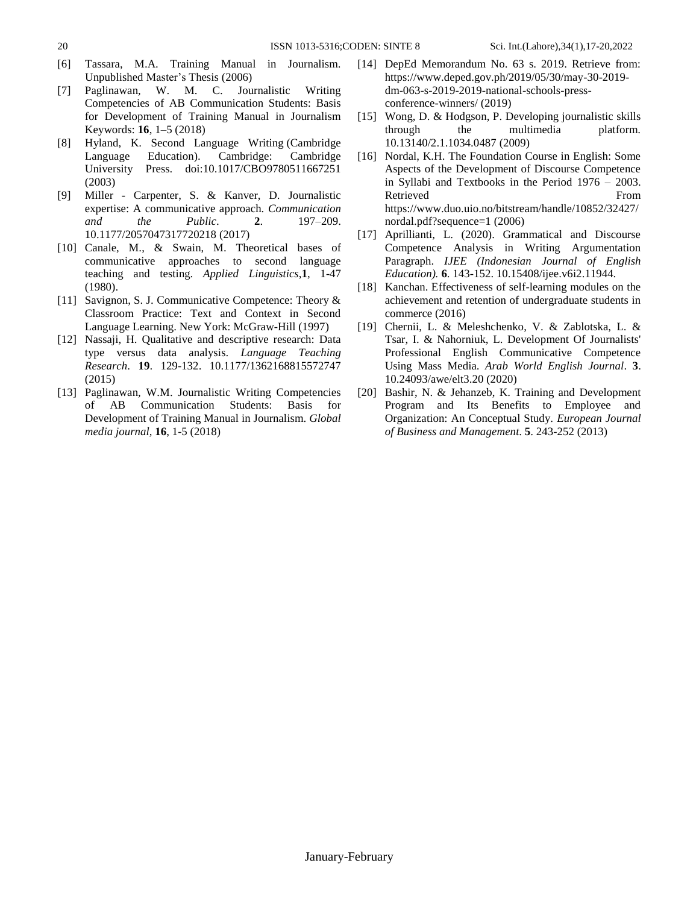[6] Tassara, M.A. Training Manual in Journalism. Unpublished Master's Thesis (2006)

[7] Paglinawan, W. M. C. Journalistic Writing Competencies of AB Communication Students: Basis for Development of Training Manual in Journalism Keywords: **16**, 1–5 (2018)

[8] Hyland, K. Second Language Writing (Cambridge Language Education). Cambridge: Cambridge University Press. doi:10.1017/CBO9780511667251 (2003)

[9] Miller - Carpenter, S. & Kanver, D. Journalistic expertise: A communicative approach. *Communication and the Public*. **2**. 197–209. 10.1177/2057047317720218 (2017)

[10] Canale, M., & Swain, M. Theoretical bases of communicative approaches to second language teaching and testing. *Applied Linguistics*,**1**, 1-47 (1980).

[11] Savignon, S. J. Communicative Competence: Theory & Classroom Practice: Text and Context in Second Language Learning. New York: McGraw-Hill (1997)

[12] Nassaji, H. Qualitative and descriptive research: Data type versus data analysis. *Language Teaching Research*. **19**. 129-132. 10.1177/1362168815572747 (2015)

[13] Paglinawan, W.M. Journalistic Writing Competencies of AB Communication Students: Basis for Development of Training Manual in Journalism. *Global media journal*, **16**, 1-5 (2018)

[14] DepEd Memorandum No. 63 s. 2019. Retrieve from: https://www.deped.gov.ph/2019/05/30/may-30-2019-dm-063-s-2019-2019-national-schools-press-conference-winners/ (2019)

[15] Wong, D. & Hodgson, P. Developing journalistic skills through the multimedia platform. 10.13140/2.1.1034.0487 (2009)

[16] Nordal, K.H. The Foundation Course in English: Some Aspects of the Development of Discourse Competence in Syllabi and Textbooks in the Period 1976 – 2003. Retrieved From https://www.duo.uio.no/bitstream/handle/10852/32427/nordal.pdf?sequence=1 (2006)

[17] Aprillianti, L. (2020). Grammatical and Discourse Competence Analysis in Writing Argumentation Paragraph. *IJEE (Indonesian Journal of English Education).* **6**. 143-152. 10.15408/ijee.v6i2.11944.

[18] Kanchan. Effectiveness of self-learning modules on the achievement and retention of undergraduate students in commerce (2016)

[19] Chernii, L. & Meleshchenko, V. & Zablotska, L. & Tsar, I. & Nahorniuk, L. Development Of Journalists' Professional English Communicative Competence Using Mass Media. *Arab World English Journal*. **3**. 10.24093/awe/elt3.20 (2020)

[20] Bashir, N. & Jehanzeb, K. Training and Development Program and Its Benefits to Employee and Organization: An Conceptual Study. *European Journal of Business and Management*. **5**. 243-252 (2013)